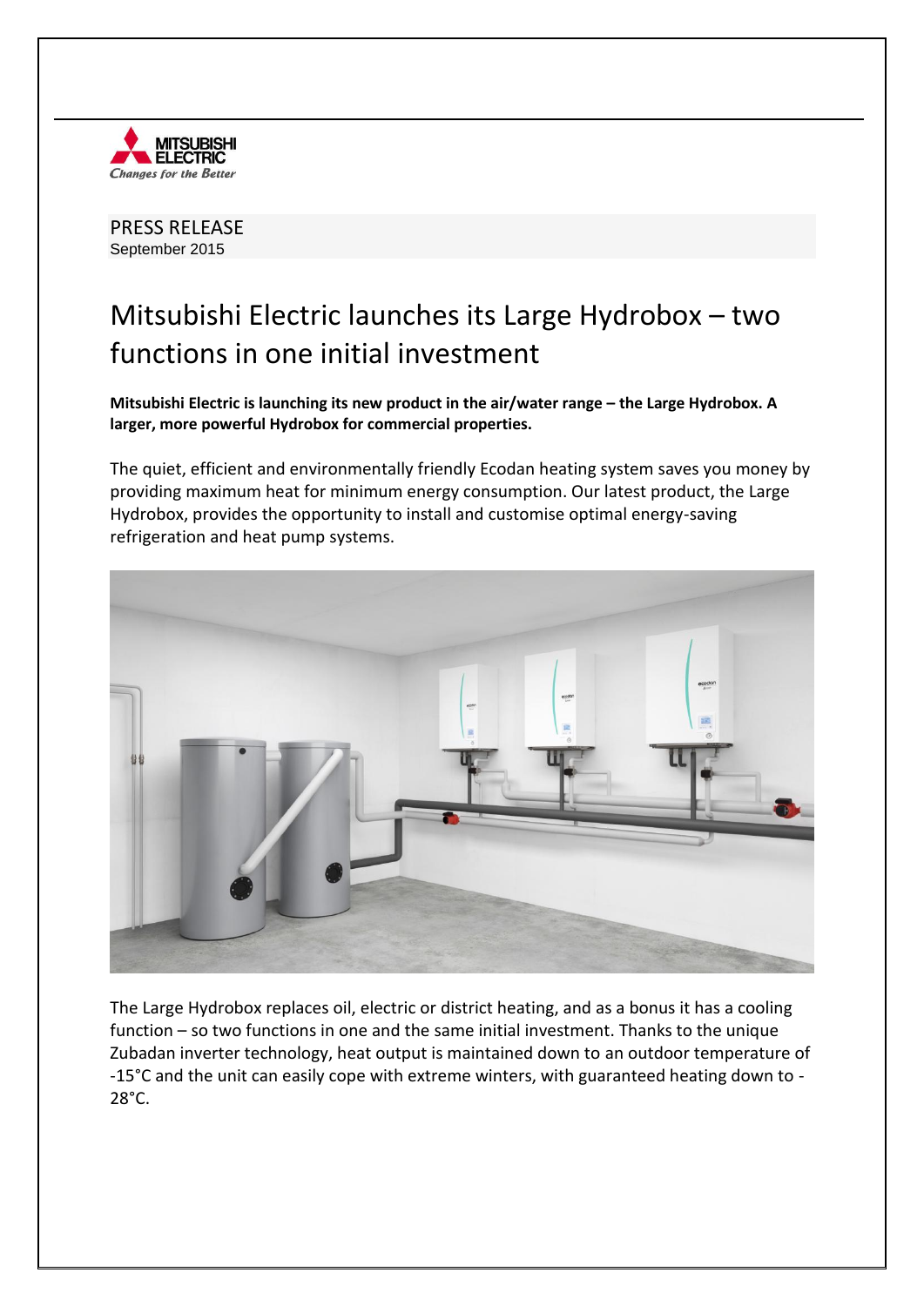PRESS RELEASE
September 2015

# Mitsubishi Electric launches its Large Hydrobox – two functions in one initial investment

**Mitsubishi Electric is launching its new product in the air/water range – the Large Hydrobox. A larger, more powerful Hydrobox for commercial properties.**

The quiet, efficient and environmentally friendly Ecodan heating system saves you money by providing maximum heat for minimum energy consumption. Our latest product, the Large Hydrobox, provides the opportunity to install and customise optimal energy-saving refrigeration and heat pump systems.

The Large Hydrobox replaces oil, electric or district heating, and as a bonus it has a cooling function – so two functions in one and the same initial investment. Thanks to the unique Zubadan inverter technology, heat output is maintained down to an outdoor temperature of -15°C and the unit can easily cope with extreme winters, with guaranteed heating down to -28°C.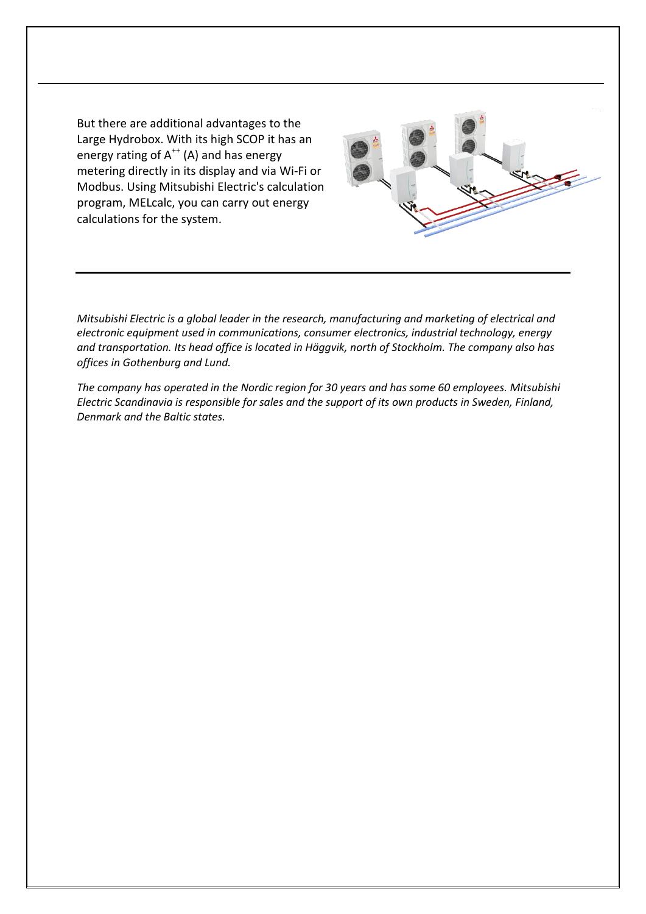But there are additional advantages to the Large Hydrobox. With its high SCOP it has an energy rating of $A^{++}$ (A) and has energy metering directly in its display and via Wi-Fi or Modbus. Using Mitsubishi Electric's calculation program, MELcalc, you can carry out energy calculations for the system.

---

*Mitsubishi Electric is a global leader in the research, manufacturing and marketing of electrical and electronic equipment used in communications, consumer electronics, industrial technology, energy and transportation. Its head office is located in Häggvik, north of Stockholm. The company also has offices in Gothenburg and Lund.*

*The company has operated in the Nordic region for 30 years and has some 60 employees. Mitsubishi Electric Scandinavia is responsible for sales and the support of its own products in Sweden, Finland, Denmark and the Baltic states.*